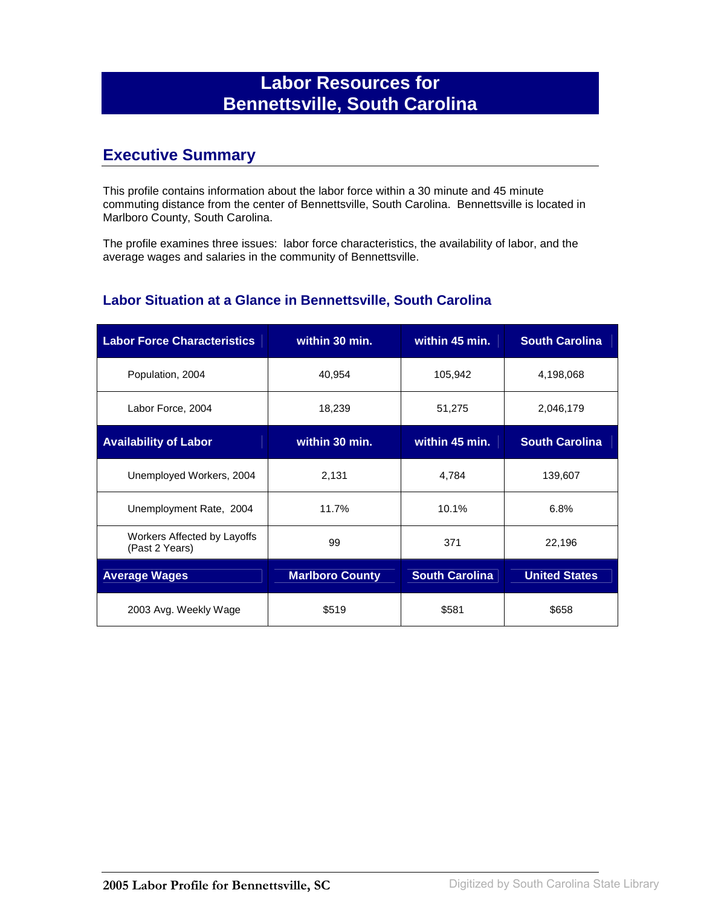# Labor Resources for Bennettsville, South Carolina

## Executive Summary

This profile contains information about the labor force within a 30 minute and 45 minute commuting distance from the center of Bennettsville, South Carolina. Bennettsville is located in Marlboro County, South Carolina.

The profile examines three issues: labor force characteristics, the availability of labor, and the average wages and salaries in the community of Bennettsville.

### Labor Situation at a Glance in Bennettsville, South Carolina

| Labor Force Characteristics | within 30 min. | within 45 min. | South Carolina |
|---|---|---|---|
| Population, 2004 | 40,954 | 105,942 | 4,198,068 |
| Labor Force, 2004 | 18,239 | 51,275 | 2,046,179 |
| **Availability of Labor** | **within 30 min.** | **within 45 min.** | **South Carolina** |
| Unemployed Workers, 2004 | 2,131 | 4,784 | 139,607 |
| Unemployment Rate, 2004 | 11.7% | 10.1% | 6.8% |
| Workers Affected by Layoffs (Past 2 Years) | 99 | 371 | 22,196 |
| **Average Wages** | **Marlboro County** | **South Carolina** | **United States** |
| 2003 Avg. Weekly Wage | $519 | $581 | $658 |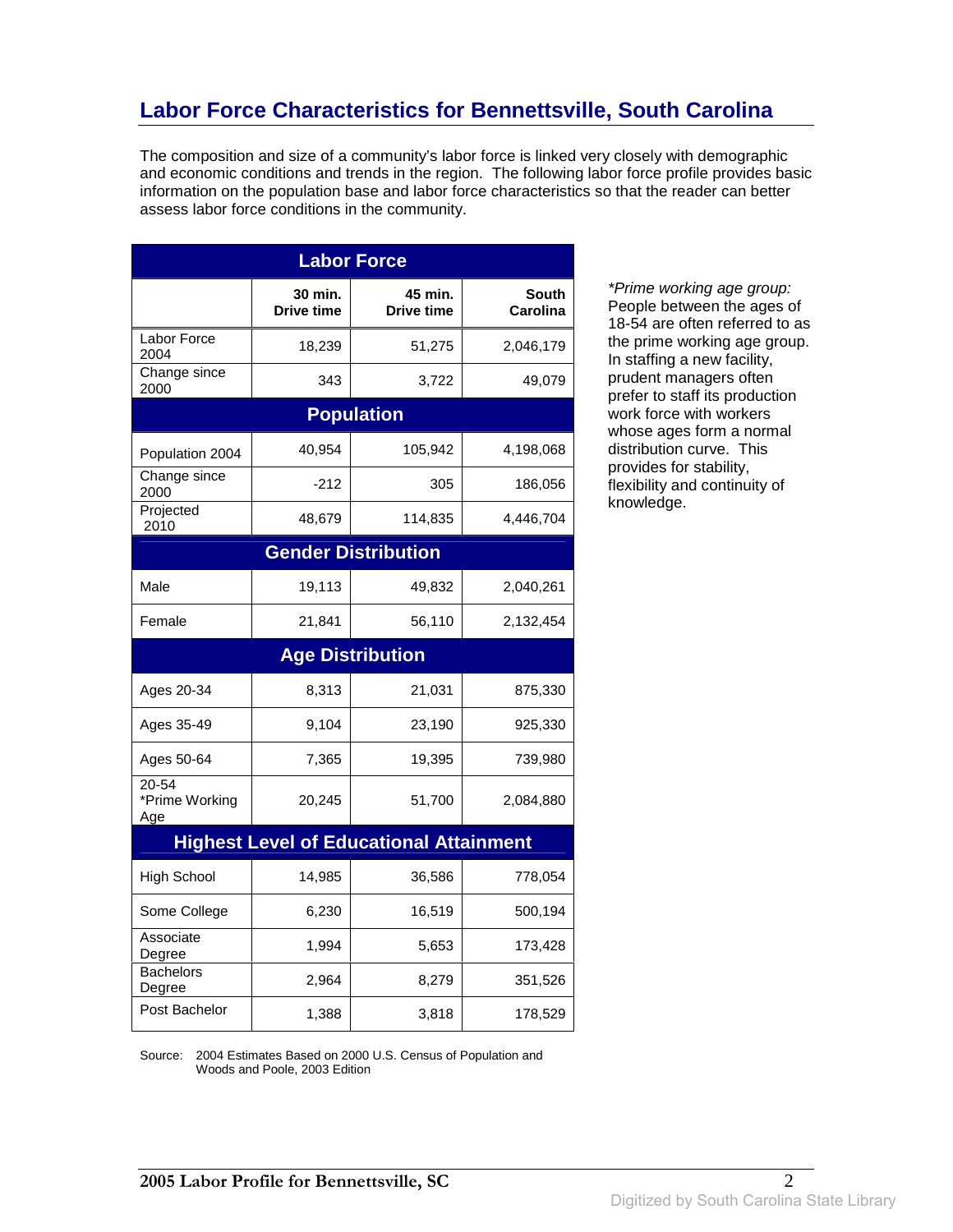# Labor Force Characteristics for Bennettsville, South Carolina

The composition and size of a community's labor force is linked very closely with demographic and economic conditions and trends in the region. The following labor force profile provides basic information on the population base and labor force characteristics so that the reader can better assess labor force conditions in the community.

| | 30 min. Drive time | 45 min. Drive time | South Carolina |
|---|---|---|---|
| **Labor Force** | | | |
| Labor Force 2004 | 18,239 | 51,275 | 2,046,179 |
| Change since 2000 | 343 | 3,722 | 49,079 |
| **Population** | | | |
| Population 2004 | 40,954 | 105,942 | 4,198,068 |
| Change since 2000 | -212 | 305 | 186,056 |
| Projected 2010 | 48,679 | 114,835 | 4,446,704 |
| **Gender Distribution** | | | |
| Male | 19,113 | 49,832 | 2,040,261 |
| Female | 21,841 | 56,110 | 2,132,454 |
| **Age Distribution** | | | |
| Ages 20-34 | 8,313 | 21,031 | 875,330 |
| Ages 35-49 | 9,104 | 23,190 | 925,330 |
| Ages 50-64 | 7,365 | 19,395 | 739,980 |
| 20-54 *Prime Working Age | 20,245 | 51,700 | 2,084,880 |
| **Highest Level of Educational Attainment** | | | |
| High School | 14,985 | 36,586 | 778,054 |
| Some College | 6,230 | 16,519 | 500,194 |
| Associate Degree | 1,994 | 5,653 | 173,428 |
| Bachelors Degree | 2,964 | 8,279 | 351,526 |
| Post Bachelor | 1,388 | 3,818 | 178,529 |

Source: 2004 Estimates Based on 2000 U.S. Census of Population and Woods and Poole, 2003 Edition

*\*Prime working age group:* People between the ages of 18-54 are often referred to as the prime working age group. In staffing a new facility, prudent managers often prefer to staff its production work force with workers whose ages form a normal distribution curve. This provides for stability, flexibility and continuity of knowledge.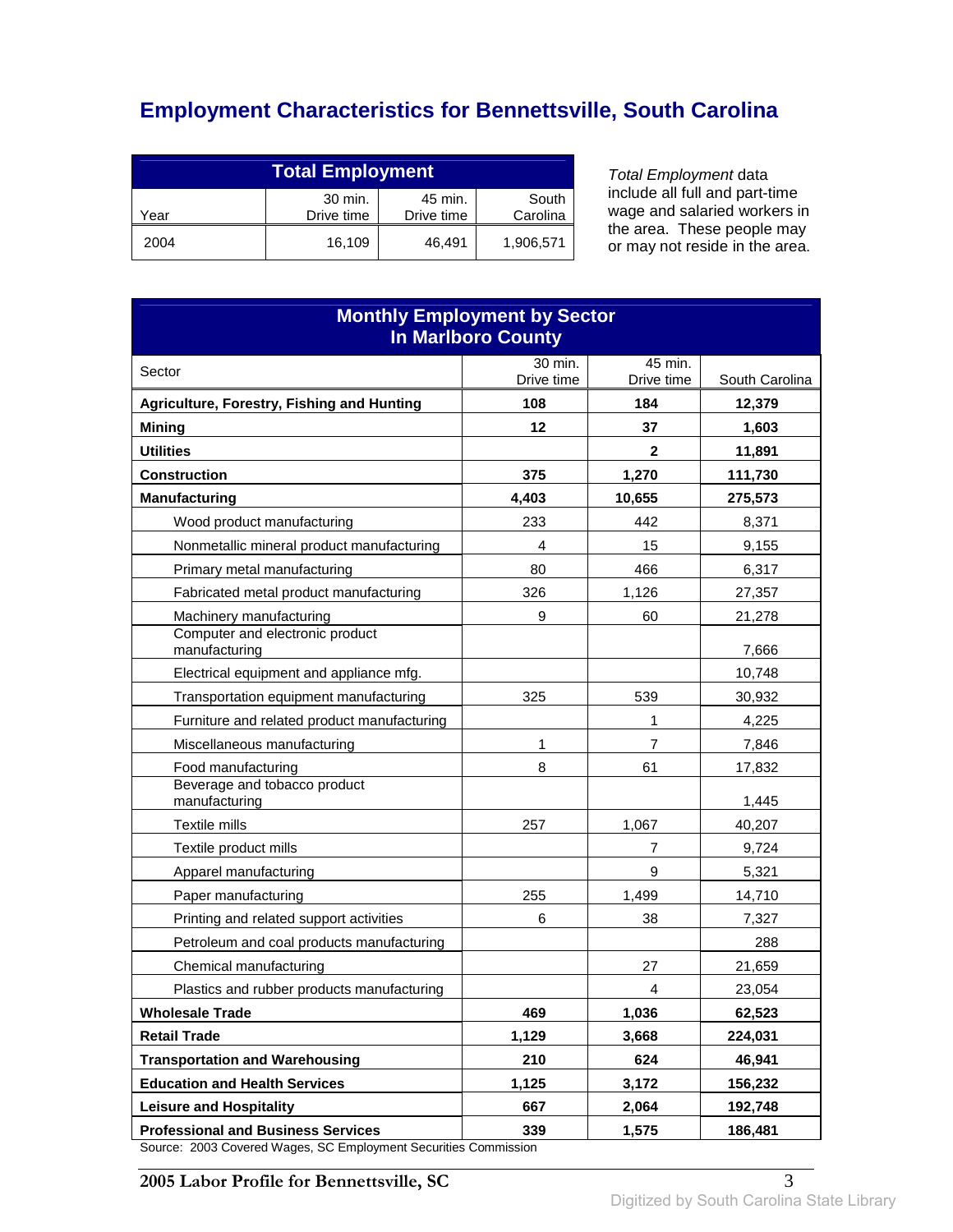# Employment Characteristics for Bennettsville, South Carolina

| Total Employment | | | |
|---|---|---|---|
| Year | 30 min. Drive time | 45 min. Drive time | South Carolina |
| 2004 | 16,109 | 46,491 | 1,906,571 |

*Total Employment* data include all full and part-time wage and salaried workers in the area. These people may or may not reside in the area.

| Monthly Employment by Sector In Marlboro County | | | |
|---|---|---|---|
| Sector | 30 min. Drive time | 45 min. Drive time | South Carolina |
| **Agriculture, Forestry, Fishing and Hunting** | **108** | **184** | **12,379** |
| **Mining** | **12** | **37** | **1,603** |
| **Utilities** | | **2** | **11,891** |
| **Construction** | **375** | **1,270** | **111,730** |
| **Manufacturing** | **4,403** | **10,655** | **275,573** |
| Wood product manufacturing | 233 | 442 | 8,371 |
| Nonmetallic mineral product manufacturing | 4 | 15 | 9,155 |
| Primary metal manufacturing | 80 | 466 | 6,317 |
| Fabricated metal product manufacturing | 326 | 1,126 | 27,357 |
| Machinery manufacturing | 9 | 60 | 21,278 |
| Computer and electronic product manufacturing | | | 7,666 |
| Electrical equipment and appliance mfg. | | | 10,748 |
| Transportation equipment manufacturing | 325 | 539 | 30,932 |
| Furniture and related product manufacturing | | 1 | 4,225 |
| Miscellaneous manufacturing | 1 | 7 | 7,846 |
| Food manufacturing | 8 | 61 | 17,832 |
| Beverage and tobacco product manufacturing | | | 1,445 |
| Textile mills | 257 | 1,067 | 40,207 |
| Textile product mills | | 7 | 9,724 |
| Apparel manufacturing | | 9 | 5,321 |
| Paper manufacturing | 255 | 1,499 | 14,710 |
| Printing and related support activities | 6 | 38 | 7,327 |
| Petroleum and coal products manufacturing | | | 288 |
| Chemical manufacturing | | 27 | 21,659 |
| Plastics and rubber products manufacturing | | 4 | 23,054 |
| **Wholesale Trade** | **469** | **1,036** | **62,523** |
| **Retail Trade** | **1,129** | **3,668** | **224,031** |
| **Transportation and Warehousing** | **210** | **624** | **46,941** |
| **Education and Health Services** | **1,125** | **3,172** | **156,232** |
| **Leisure and Hospitality** | **667** | **2,064** | **192,748** |
| **Professional and Business Services** | **339** | **1,575** | **186,481** |

Source: 2003 Covered Wages, SC Employment Securities Commission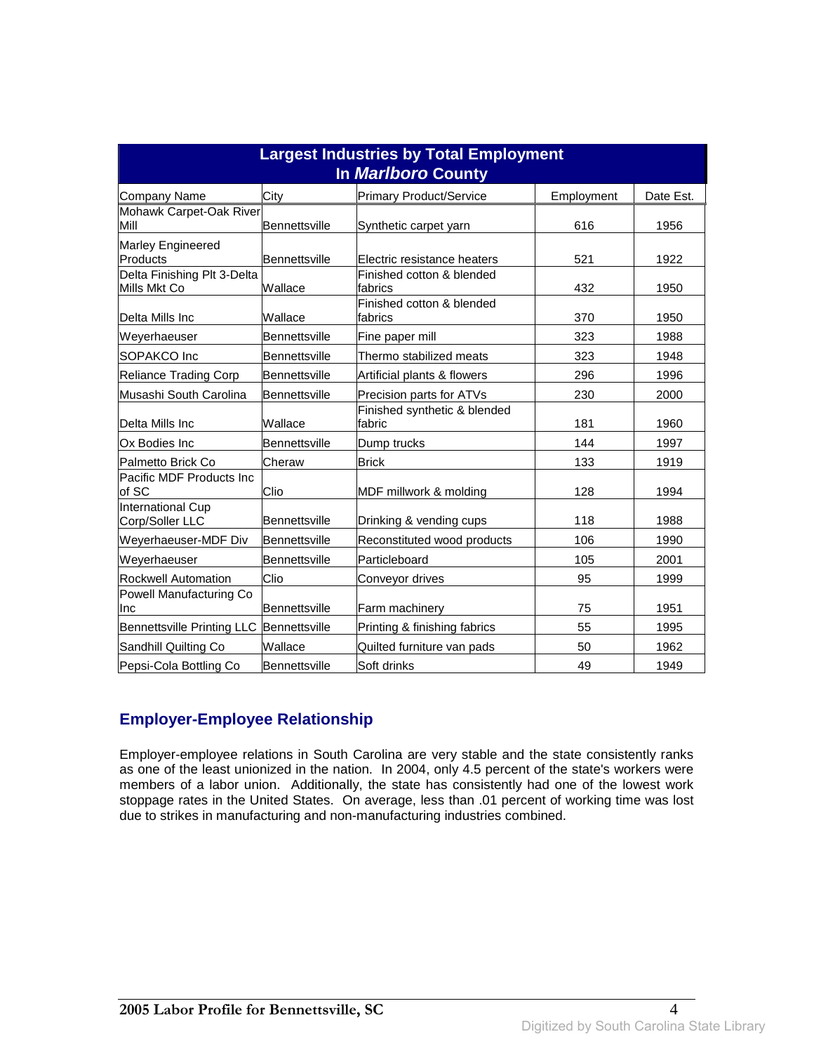| Largest Industries by Total Employment In *Marlboro* County | | | | |
|---|---|---|---|---|
| Company Name | City | Primary Product/Service | Employment | Date Est. |
| Mohawk Carpet-Oak River Mill | Bennettsville | Synthetic carpet yarn | 616 | 1956 |
| Marley Engineered Products | Bennettsville | Electric resistance heaters | 521 | 1922 |
| Delta Finishing Plt 3-Delta Mills Mkt Co | Wallace | Finished cotton & blended fabrics | 432 | 1950 |
| Delta Mills Inc | Wallace | Finished cotton & blended fabrics | 370 | 1950 |
| Weyerhaeuser | Bennettsville | Fine paper mill | 323 | 1988 |
| SOPAKCO Inc | Bennettsville | Thermo stabilized meats | 323 | 1948 |
| Reliance Trading Corp | Bennettsville | Artificial plants & flowers | 296 | 1996 |
| Musashi South Carolina | Bennettsville | Precision parts for ATVs | 230 | 2000 |
| Delta Mills Inc | Wallace | Finished synthetic & blended fabric | 181 | 1960 |
| Ox Bodies Inc | Bennettsville | Dump trucks | 144 | 1997 |
| Palmetto Brick Co | Cheraw | Brick | 133 | 1919 |
| Pacific MDF Products Inc of SC | Clio | MDF millwork & molding | 128 | 1994 |
| International Cup Corp/Soller LLC | Bennettsville | Drinking & vending cups | 118 | 1988 |
| Weyerhaeuser-MDF Div | Bennettsville | Reconstituted wood products | 106 | 1990 |
| Weyerhaeuser | Bennettsville | Particleboard | 105 | 2001 |
| Rockwell Automation | Clio | Conveyor drives | 95 | 1999 |
| Powell Manufacturing Co Inc | Bennettsville | Farm machinery | 75 | 1951 |
| Bennettsville Printing LLC | Bennettsville | Printing & finishing fabrics | 55 | 1995 |
| Sandhill Quilting Co | Wallace | Quilted furniture van pads | 50 | 1962 |
| Pepsi-Cola Bottling Co | Bennettsville | Soft drinks | 49 | 1949 |

## Employer-Employee Relationship

Employer-employee relations in South Carolina are very stable and the state consistently ranks as one of the least unionized in the nation. In 2004, only 4.5 percent of the state's workers were members of a labor union. Additionally, the state has consistently had one of the lowest work stoppage rates in the United States. On average, less than .01 percent of working time was lost due to strikes in manufacturing and non-manufacturing industries combined.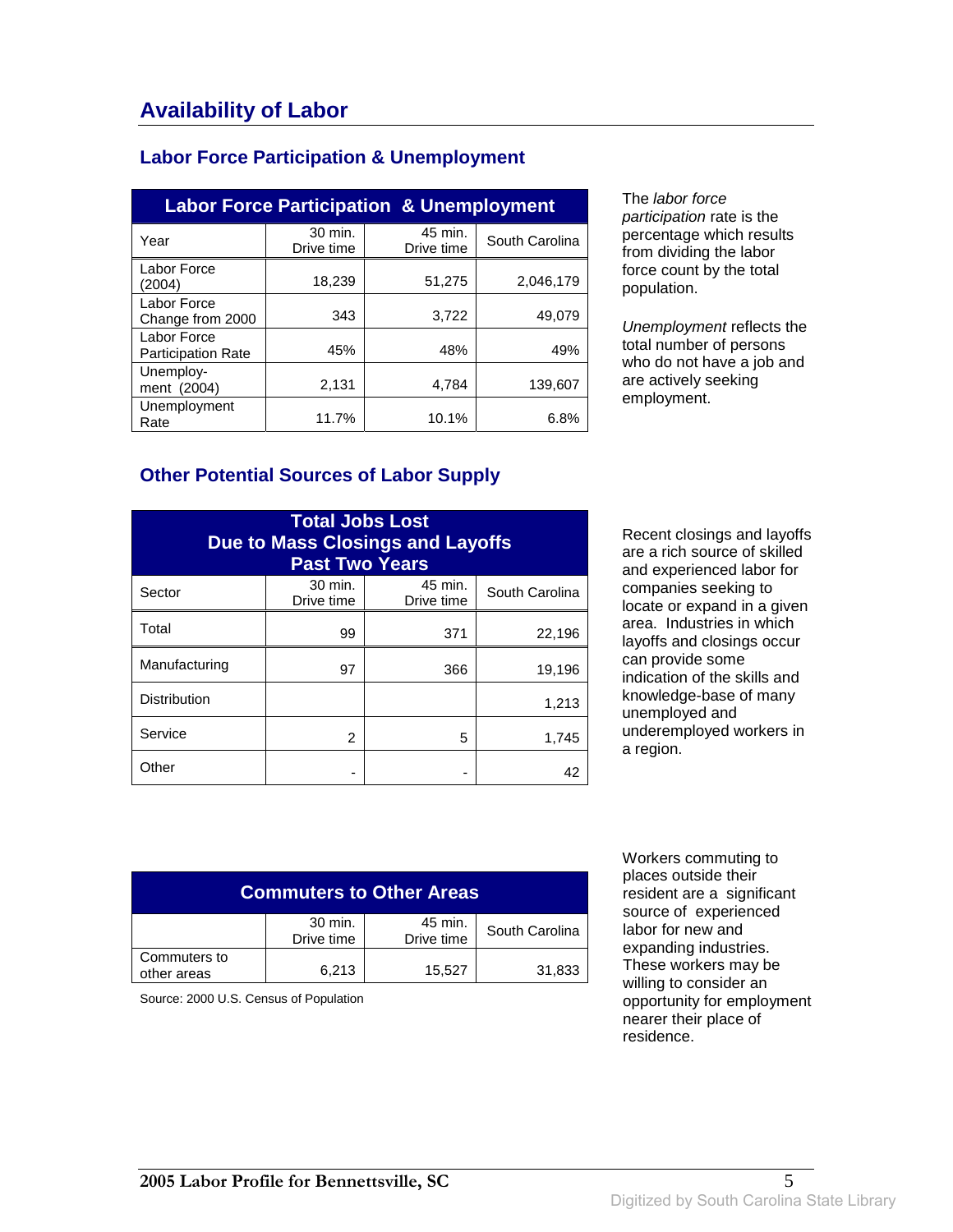## Availability of Labor

### Labor Force Participation & Unemployment

| Labor Force Participation & Unemployment | | | |
|---|---|---|---|
| Year | 30 min. Drive time | 45 min. Drive time | South Carolina |
| Labor Force (2004) | 18,239 | 51,275 | 2,046,179 |
| Labor Force Change from 2000 | 343 | 3,722 | 49,079 |
| Labor Force Participation Rate | 45% | 48% | 49% |
| Unemploy-ment (2004) | 2,131 | 4,784 | 139,607 |
| Unemployment Rate | 11.7% | 10.1% | 6.8% |

The *labor force participation* rate is the percentage which results from dividing the labor force count by the total population.

*Unemployment* reflects the total number of persons who do not have a job and are actively seeking employment.

### Other Potential Sources of Labor Supply

| Total Jobs Lost Due to Mass Closings and Layoffs Past Two Years | | | |
|---|---|---|---|
| Sector | 30 min. Drive time | 45 min. Drive time | South Carolina |
| Total | 99 | 371 | 22,196 |
| Manufacturing | 97 | 366 | 19,196 |
| Distribution | | | 1,213 |
| Service | 2 | 5 | 1,745 |
| Other | - | - | 42 |

Recent closings and layoffs are a rich source of skilled and experienced labor for companies seeking to locate or expand in a given area. Industries in which layoffs and closings occur can provide some indication of the skills and knowledge-base of many unemployed and underemployed workers in a region.

| Commuters to Other Areas | | | |
|---|---|---|---|
| | 30 min. Drive time | 45 min. Drive time | South Carolina |
| Commuters to other areas | 6,213 | 15,527 | 31,833 |

Source: 2000 U.S. Census of Population

Workers commuting to places outside their resident are a significant source of experienced labor for new and expanding industries. These workers may be willing to consider an opportunity for employment nearer their place of residence.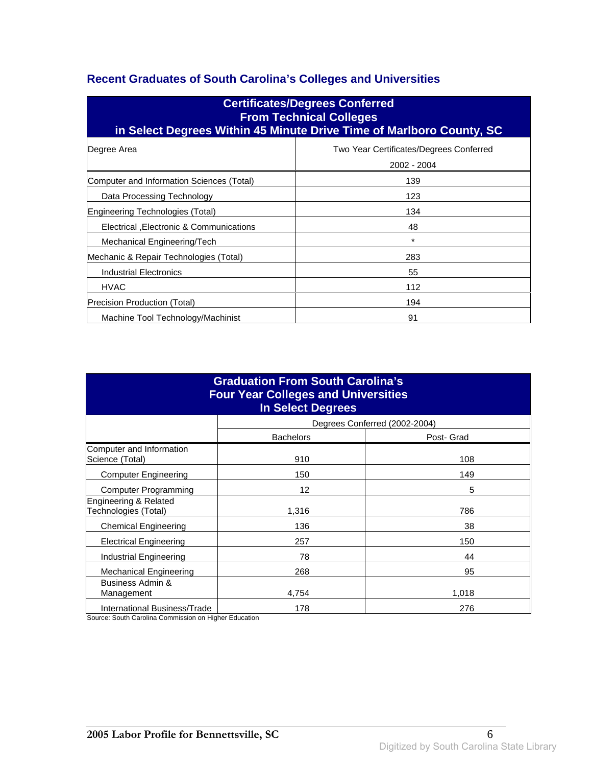## Recent Graduates of South Carolina's Colleges and Universities

| Certificates/Degrees Conferred From Technical Colleges in Select Degrees Within 45 Minute Drive Time of Marlboro County, SC | |
|---|---|
| Degree Area | Two Year Certificates/Degrees Conferred 2002 - 2004 |
| Computer and Information Sciences (Total) | 139 |
| Data Processing Technology | 123 |
| Engineering Technologies (Total) | 134 |
| Electrical ,Electronic & Communications | 48 |
| Mechanical Engineering/Tech | * |
| Mechanic & Repair Technologies (Total) | 283 |
| Industrial Electronics | 55 |
| HVAC | 112 |
| Precision Production (Total) | 194 |
| Machine Tool Technology/Machinist | 91 |

| Graduation From South Carolina's Four Year Colleges and Universities In Select Degrees | | |
|---|---|---|
| | Degrees Conferred (2002-2004) | |
| | Bachelors | Post- Grad |
| Computer and Information Science (Total) | 910 | 108 |
| Computer Engineering | 150 | 149 |
| Computer Programming | 12 | 5 |
| Engineering & Related Technologies (Total) | 1,316 | 786 |
| Chemical Engineering | 136 | 38 |
| Electrical Engineering | 257 | 150 |
| Industrial Engineering | 78 | 44 |
| Mechanical Engineering | 268 | 95 |
| Business Admin & Management | 4,754 | 1,018 |
| International Business/Trade | 178 | 276 |

Source: South Carolina Commission on Higher Education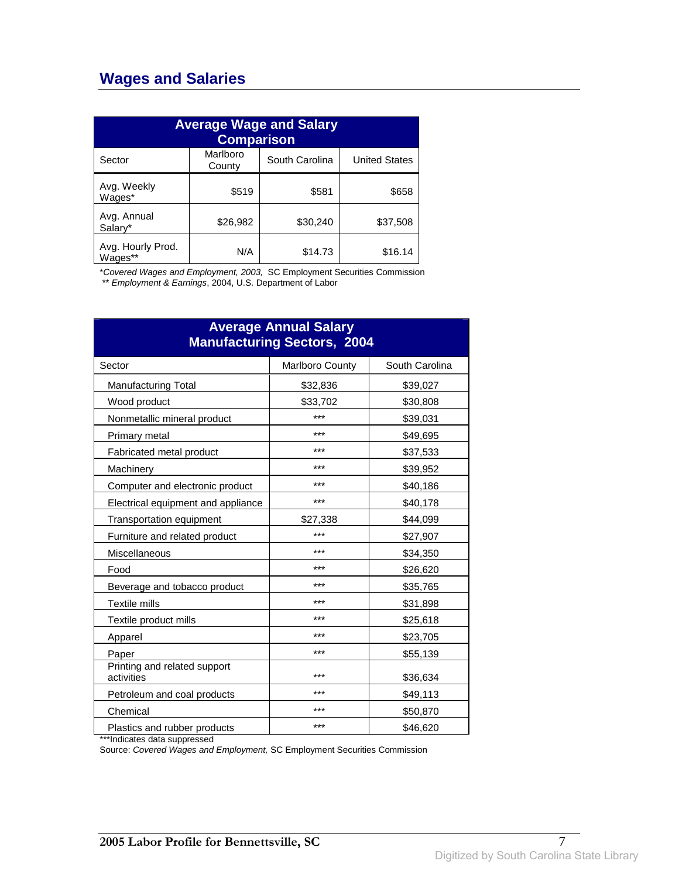## Wages and Salaries

| Average Wage and Salary Comparison | | | |
|---|---|---|---|
| Sector | Marlboro County | South Carolina | United States |
| Avg. Weekly Wages* | $519 | $581 | $658 |
| Avg. Annual Salary* | $26,982 | $30,240 | $37,508 |
| Avg. Hourly Prod. Wages** | N/A | $14.73 | $16.14 |

*\*Covered Wages and Employment, 2003,* SC Employment Securities Commission
*\*\* Employment & Earnings*, 2004, U.S. Department of Labor

| Average Annual Salary Manufacturing Sectors, 2004 | | |
|---|---|---|
| Sector | Marlboro County | South Carolina |
| Manufacturing Total | $32,836 | $39,027 |
| Wood product | $33,702 | $30,808 |
| Nonmetallic mineral product | *** | $39,031 |
| Primary metal | *** | $49,695 |
| Fabricated metal product | *** | $37,533 |
| Machinery | *** | $39,952 |
| Computer and electronic product | *** | $40,186 |
| Electrical equipment and appliance | *** | $40,178 |
| Transportation equipment | $27,338 | $44,099 |
| Furniture and related product | *** | $27,907 |
| Miscellaneous | *** | $34,350 |
| Food | *** | $26,620 |
| Beverage and tobacco product | *** | $35,765 |
| Textile mills | *** | $31,898 |
| Textile product mills | *** | $25,618 |
| Apparel | *** | $23,705 |
| Paper | *** | $55,139 |
| Printing and related support activities | *** | $36,634 |
| Petroleum and coal products | *** | $49,113 |
| Chemical | *** | $50,870 |
| Plastics and rubber products | *** | $46,620 |

***Indicates data suppressed
Source: *Covered Wages and Employment,* SC Employment Securities Commission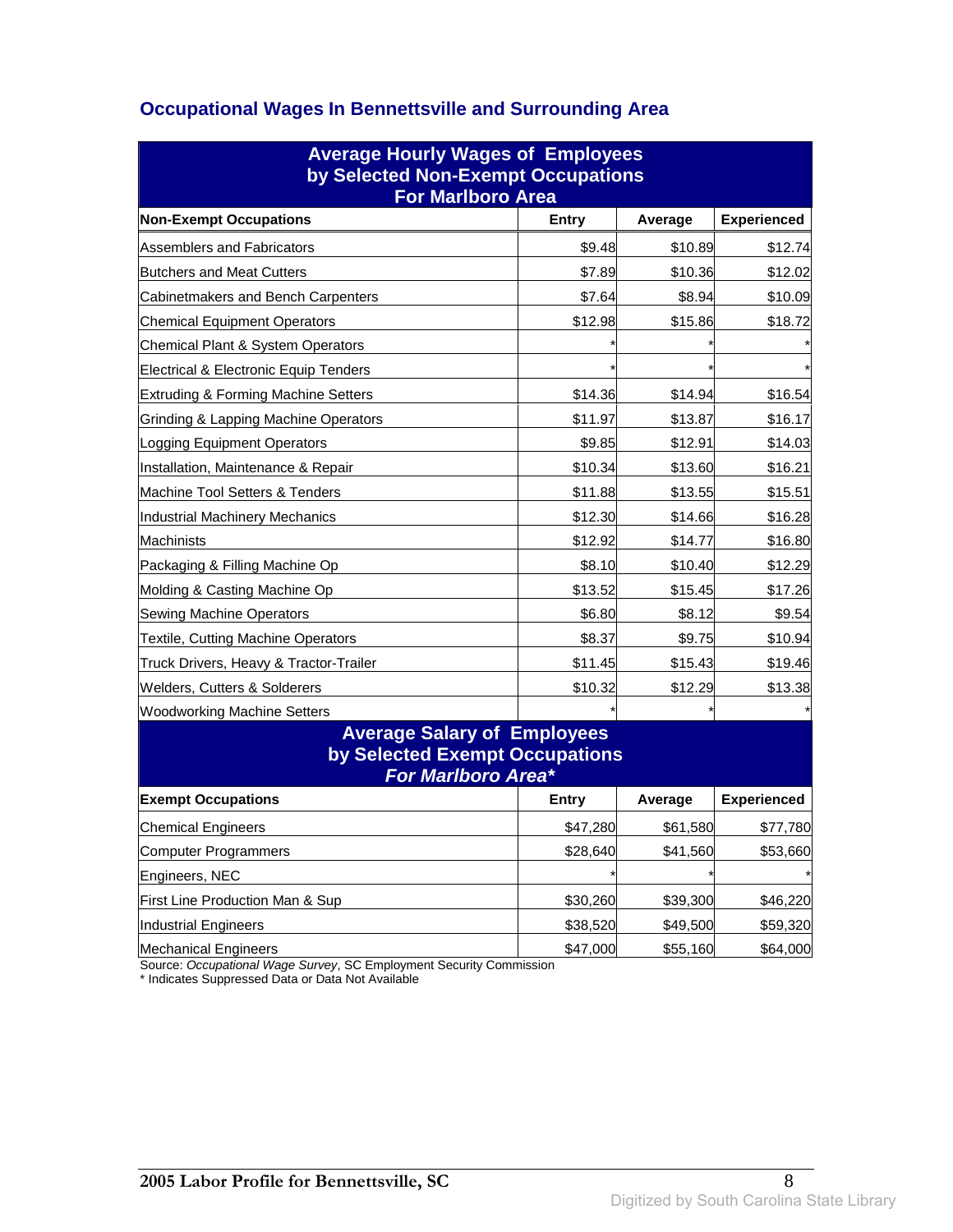## Occupational Wages In Bennettsville and Surrounding Area

| Average Hourly Wages of Employees by Selected Non-Exempt Occupations For Marlboro Area | | | |
|---|---|---|---|
| **Non-Exempt Occupations** | **Entry** | **Average** | **Experienced** |
| Assemblers and Fabricators | $9.48 | $10.89 | $12.74 |
| Butchers and Meat Cutters | $7.89 | $10.36 | $12.02 |
| Cabinetmakers and Bench Carpenters | $7.64 | $8.94 | $10.09 |
| Chemical Equipment Operators | $12.98 | $15.86 | $18.72 |
| Chemical Plant & System Operators | * | * | * |
| Electrical & Electronic Equip Tenders | * | * | * |
| Extruding & Forming Machine Setters | $14.36 | $14.94 | $16.54 |
| Grinding & Lapping Machine Operators | $11.97 | $13.87 | $16.17 |
| Logging Equipment Operators | $9.85 | $12.91 | $14.03 |
| Installation, Maintenance & Repair | $10.34 | $13.60 | $16.21 |
| Machine Tool Setters & Tenders | $11.88 | $13.55 | $15.51 |
| Industrial Machinery Mechanics | $12.30 | $14.66 | $16.28 |
| Machinists | $12.92 | $14.77 | $16.80 |
| Packaging & Filling Machine Op | $8.10 | $10.40 | $12.29 |
| Molding & Casting Machine Op | $13.52 | $15.45 | $17.26 |
| Sewing Machine Operators | $6.80 | $8.12 | $9.54 |
| Textile, Cutting Machine Operators | $8.37 | $9.75 | $10.94 |
| Truck Drivers, Heavy & Tractor-Trailer | $11.45 | $15.43 | $19.46 |
| Welders, Cutters & Solderers | $10.32 | $12.29 | $13.38 |
| Woodworking Machine Setters | * | * | * |

| Average Salary of Employees by Selected Exempt Occupations *For Marlboro Area** | | | |
|---|---|---|---|
| **Exempt Occupations** | **Entry** | **Average** | **Experienced** |
| Chemical Engineers | $47,280 | $61,580 | $77,780 |
| Computer Programmers | $28,640 | $41,560 | $53,660 |
| Engineers, NEC | * | * | * |
| First Line Production Man & Sup | $30,260 | $39,300 | $46,220 |
| Industrial Engineers | $38,520 | $49,500 | $59,320 |
| Mechanical Engineers | $47,000 | $55,160 | $64,000 |

Source: *Occupational Wage Survey*, SC Employment Security Commission
* Indicates Suppressed Data or Data Not Available